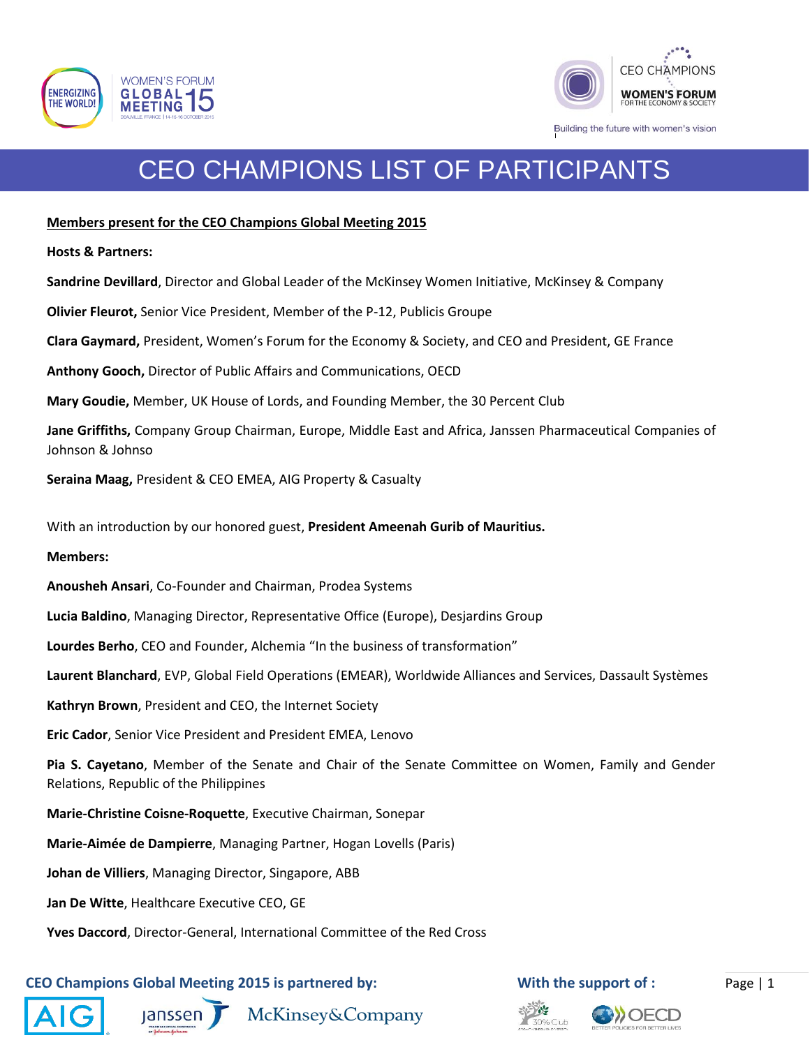# CEO CHAMPIONS LIST OF PARTICIPANTS

**Members present for the CEO Champions Global Meeting 2015**

**Hosts & Partners:**

**Sandrine Devillard**, Director and Global Leader of the McKinsey Women Initiative, McKinsey & Company

**Olivier Fleurot,** Senior Vice President, Member of the P-12, Publicis Groupe

**Clara Gaymard,** President, Women's Forum for the Economy & Society, and CEO and President, GE France

**Anthony Gooch,** Director of Public Affairs and Communications, OECD

**Mary Goudie,** Member, UK House of Lords, and Founding Member, the 30 Percent Club

**Jane Griffiths,** Company Group Chairman, Europe, Middle East and Africa, Janssen Pharmaceutical Companies of Johnson & Johnso

**Seraina Maag,** President & CEO EMEA, AIG Property & Casualty

With an introduction by our honored guest, **President Ameenah Gurib of Mauritius.**

**Members:**

**Anousheh Ansari**, Co-Founder and Chairman, Prodea Systems

**Lucia Baldino**, Managing Director, Representative Office (Europe), Desjardins Group

**Lourdes Berho**, CEO and Founder, Alchemia "In the business of transformation"

**Laurent Blanchard**, EVP, Global Field Operations (EMEAR), Worldwide Alliances and Services, Dassault Systèmes

**Kathryn Brown**, President and CEO, the Internet Society

**Eric Cador**, Senior Vice President and President EMEA, Lenovo

**Pia S. Cayetano**, Member of the Senate and Chair of the Senate Committee on Women, Family and Gender Relations, Republic of the Philippines

**Marie-Christine Coisne-Roquette**, Executive Chairman, Sonepar

**Marie-Aimée de Dampierre**, Managing Partner, Hogan Lovells (Paris)

**Johan de Villiers**, Managing Director, Singapore, ABB

**Jan De Witte**, Healthcare Executive CEO, GE

**Yves Daccord**, Director-General, International Committee of the Red Cross

**CEO Champions Global Meeting 2015 is partnered by:** AIG, Janssen, McKinsey&Company

**With the support of :** 30% Club, OECD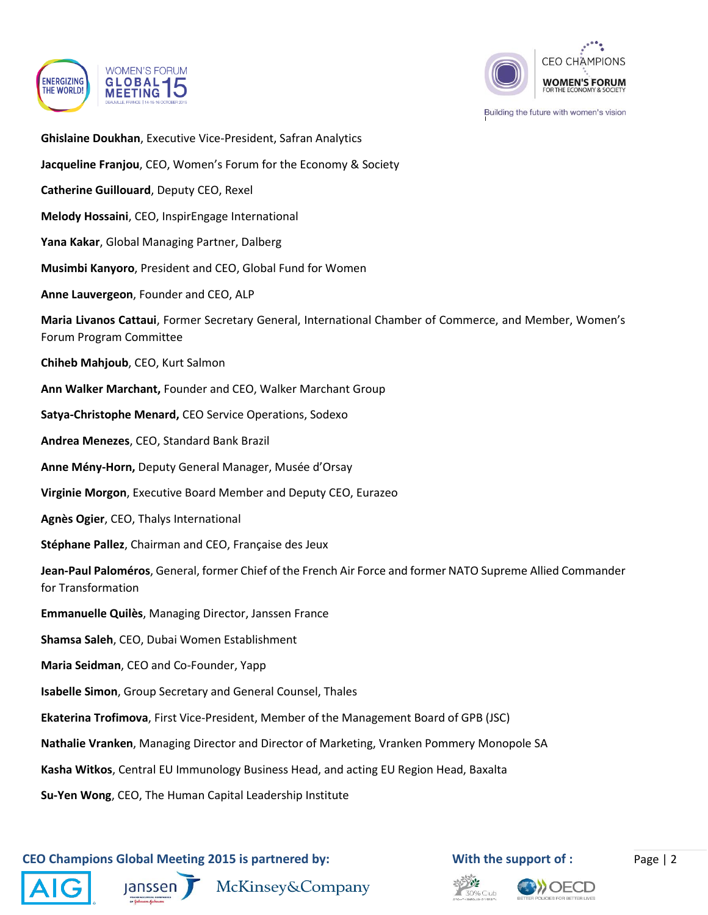**Ghislaine Doukhan**, Executive Vice-President, Safran Analytics

**Jacqueline Franjou**, CEO, Women's Forum for the Economy & Society

**Catherine Guillouard**, Deputy CEO, Rexel

**Melody Hossaini**, CEO, InspirEngage International

**Yana Kakar**, Global Managing Partner, Dalberg

**Musimbi Kanyoro**, President and CEO, Global Fund for Women

**Anne Lauvergeon**, Founder and CEO, ALP

**Maria Livanos Cattaui**, Former Secretary General, International Chamber of Commerce, and Member, Women's Forum Program Committee

**Chiheb Mahjoub**, CEO, Kurt Salmon

**Ann Walker Marchant,** Founder and CEO, Walker Marchant Group

**Satya-Christophe Menard,** CEO Service Operations, Sodexo

**Andrea Menezes**, CEO, Standard Bank Brazil

**Anne Mény-Horn,** Deputy General Manager, Musée d'Orsay

**Virginie Morgon**, Executive Board Member and Deputy CEO, Eurazeo

**Agnès Ogier**, CEO, Thalys International

**Stéphane Pallez**, Chairman and CEO, Française des Jeux

**Jean-Paul Paloméros**, General, former Chief of the French Air Force and former NATO Supreme Allied Commander for Transformation

**Emmanuelle Quilès**, Managing Director, Janssen France

**Shamsa Saleh**, CEO, Dubai Women Establishment

**Maria Seidman**, CEO and Co-Founder, Yapp

**Isabelle Simon**, Group Secretary and General Counsel, Thales

**Ekaterina Trofimova**, First Vice-President, Member of the Management Board of GPB (JSC)

**Nathalie Vranken**, Managing Director and Director of Marketing, Vranken Pommery Monopole SA

**Kasha Witkos**, Central EU Immunology Business Head, and acting EU Region Head, Baxalta

**Su-Yen Wong**, CEO, The Human Capital Leadership Institute

**CEO Champions Global Meeting 2015 is partnered by:** AIG, Janssen, McKinsey&Company

**With the support of :** 30% Club, OECD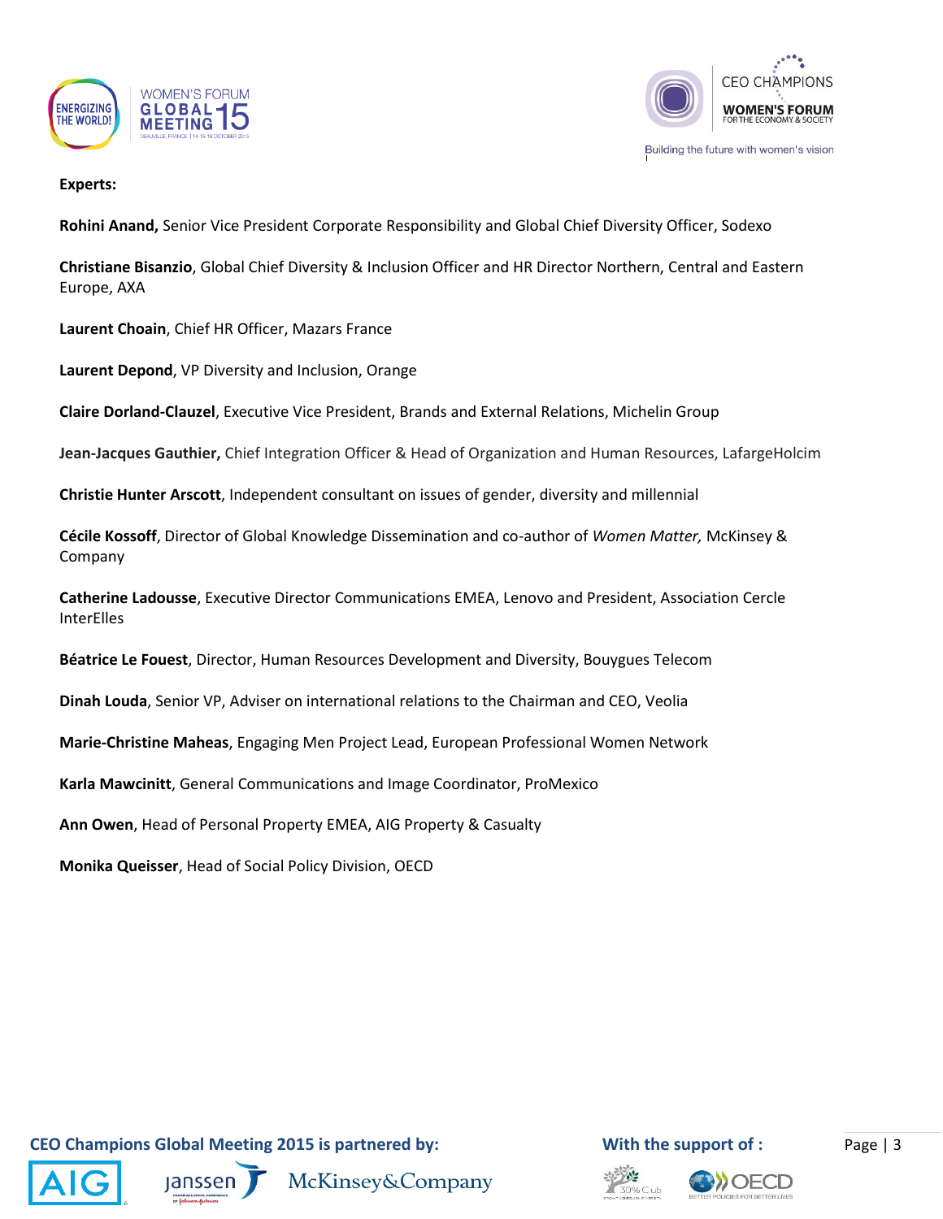**Experts:**

**Rohini Anand,** Senior Vice President Corporate Responsibility and Global Chief Diversity Officer, Sodexo

**Christiane Bisanzio**, Global Chief Diversity & Inclusion Officer and HR Director Northern, Central and Eastern Europe, AXA

**Laurent Choain**, Chief HR Officer, Mazars France

**Laurent Depond**, VP Diversity and Inclusion, Orange

**Claire Dorland-Clauzel**, Executive Vice President, Brands and External Relations, Michelin Group

**Jean-Jacques Gauthier,** Chief Integration Officer & Head of Organization and Human Resources, LafargeHolcim

**Christie Hunter Arscott**, Independent consultant on issues of gender, diversity and millennial

**Cécile Kossoff**, Director of Global Knowledge Dissemination and co-author of *Women Matter,* McKinsey & Company

**Catherine Ladousse**, Executive Director Communications EMEA, Lenovo and President, Association Cercle InterElles

**Béatrice Le Fouest**, Director, Human Resources Development and Diversity, Bouygues Telecom

**Dinah Louda**, Senior VP, Adviser on international relations to the Chairman and CEO, Veolia

**Marie-Christine Maheas**, Engaging Men Project Lead, European Professional Women Network

**Karla Mawcinitt**, General Communications and Image Coordinator, ProMexico

**Ann Owen**, Head of Personal Property EMEA, AIG Property & Casualty

**Monika Queisser**, Head of Social Policy Division, OECD

**CEO Champions Global Meeting 2015 is partnered by:**

**With the support of :**